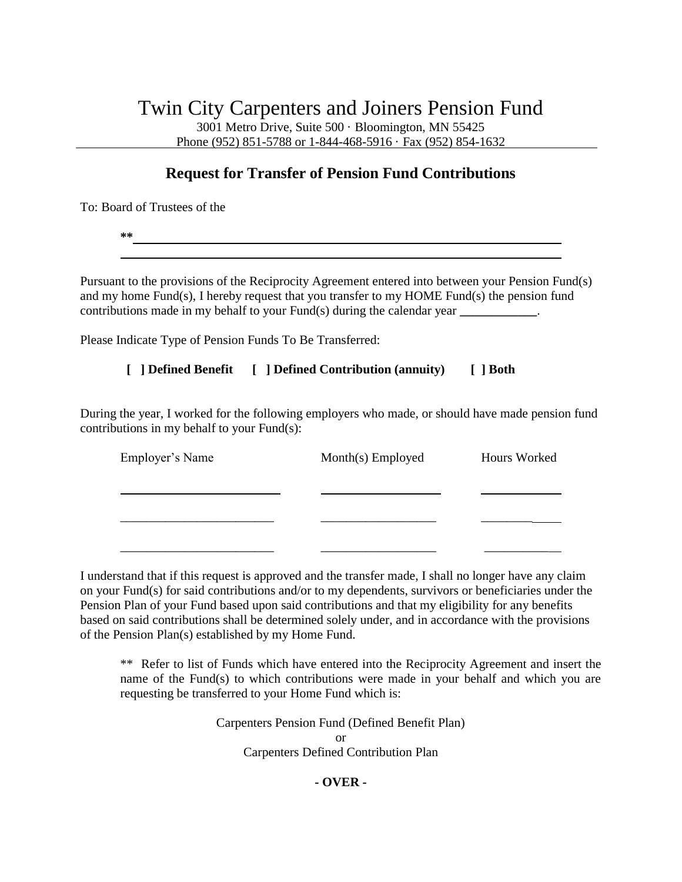# Twin City Carpenters and Joiners Pension Fund

3001 Metro Drive, Suite 500 · Bloomington, MN 55425
Phone (952) 851-5788 or 1-844-468-5916 · Fax (952) 854-1632

## Request for Transfer of Pension Fund Contributions

To: Board of Trustees of the

** ______________________________________________________________

______________________________________________________________

Pursuant to the provisions of the Reciprocity Agreement entered into between your Pension Fund(s) and my home Fund(s), I hereby request that you transfer to my HOME Fund(s) the pension fund contributions made in my behalf to your Fund(s) during the calendar year ____________.

Please Indicate Type of Pension Funds To Be Transferred:

**[ ] Defined Benefit [ ] Defined Contribution (annuity) [ ] Both**

During the year, I worked for the following employers who made, or should have made pension fund contributions in my behalf to your Fund(s):

| Employer's Name | Month(s) Employed | Hours Worked |
| --- | --- | --- |
| | | |
| | | |
| | | |

I understand that if this request is approved and the transfer made, I shall no longer have any claim on your Fund(s) for said contributions and/or to my dependents, survivors or beneficiaries under the Pension Plan of your Fund based upon said contributions and that my eligibility for any benefits based on said contributions shall be determined solely under, and in accordance with the provisions of the Pension Plan(s) established by my Home Fund.

** Refer to list of Funds which have entered into the Reciprocity Agreement and insert the name of the Fund(s) to which contributions were made in your behalf and which you are requesting be transferred to your Home Fund which is:

Carpenters Pension Fund (Defined Benefit Plan)
or
Carpenters Defined Contribution Plan

**- OVER -**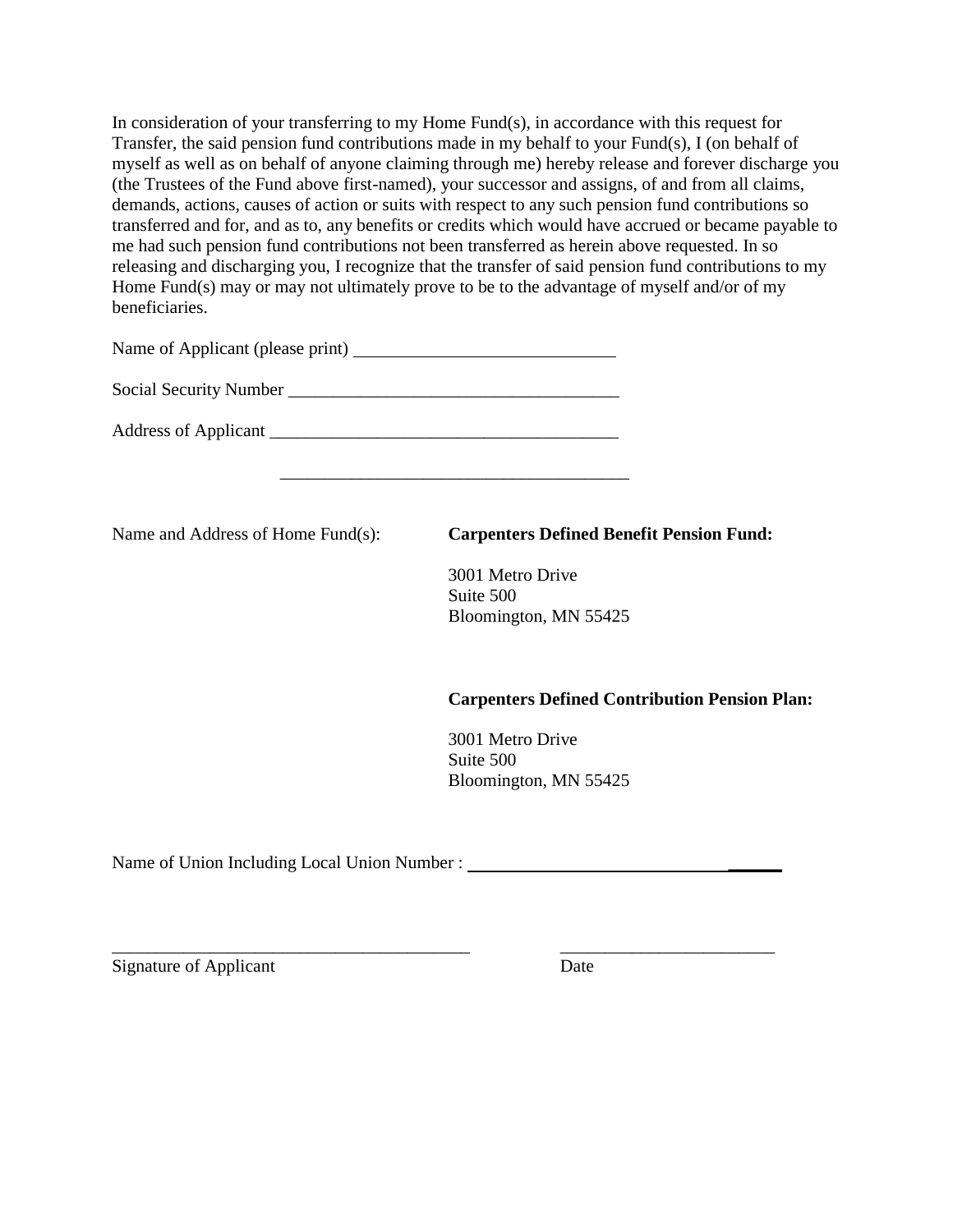In consideration of your transferring to my Home Fund(s), in accordance with this request for Transfer, the said pension fund contributions made in my behalf to your Fund(s), I (on behalf of myself as well as on behalf of anyone claiming through me) hereby release and forever discharge you (the Trustees of the Fund above first-named), your successor and assigns, of and from all claims, demands, actions, causes of action or suits with respect to any such pension fund contributions so transferred and for, and as to, any benefits or credits which would have accrued or became payable to me had such pension fund contributions not been transferred as herein above requested. In so releasing and discharging you, I recognize that the transfer of said pension fund contributions to my Home Fund(s) may or may not ultimately prove to be to the advantage of myself and/or of my beneficiaries.

Name of Applicant (please print) ______________________________

Social Security Number ____________________________________

Address of Applicant _______________________________________

_______________________________________

Name and Address of Home Fund(s):

**Carpenters Defined Benefit Pension Fund:**

3001 Metro Drive
Suite 500
Bloomington, MN 55425

**Carpenters Defined Contribution Pension Plan:**

3001 Metro Drive
Suite 500
Bloomington, MN 55425

Name of Union Including Local Union Number : ______________________________

________________________________________ ________________________
Signature of Applicant Date